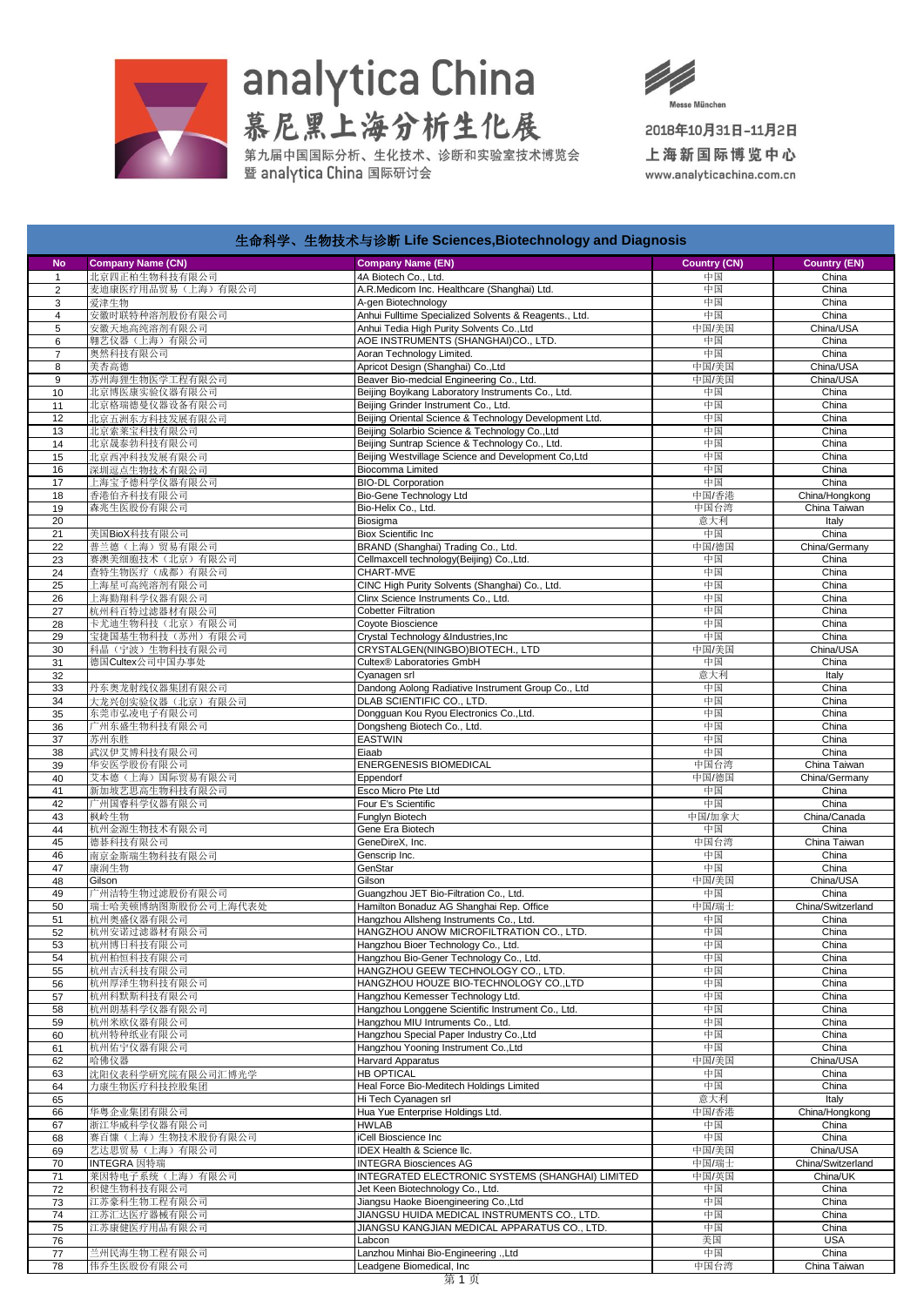# analytica China

# 慕尼黑上海分析生化展

第九届中国国际分析、生化技术、诊断和实验室技术博览会
暨 analytica China 国际研讨会

Messe München

2018年10月31日-11月2日
上海新国际博览中心
www.analyticachina.com.cn

## 生命科学、生物技术与诊断 Life Sciences,Biotechnology and Diagnosis

| No | Company Name (CN) | Company Name (EN) | Country (CN) | Country (EN) |
|---|---|---|---|---|
| 1 | 北京四正柏生物科技有限公司 | 4A Biotech Co., Ltd. | 中国 | China |
| 2 | 麦迪康医疗用品贸易（上海）有限公司 | A.R.Medicom Inc. Healthcare (Shanghai) Ltd. | 中国 | China |
| 3 | 爱津生物 | A-gen Biotechnology | 中国 | China |
| 4 | 安徽时联特种溶剂股份有限公司 | Anhui Fulltime Specialized Solvents & Reagents., Ltd. | 中国 | China |
| 5 | 安徽天地高纯溶剂有限公司 | Anhui Tedia High Purity Solvents Co.,Ltd | 中国/美国 | China/USA |
| 6 | 翱艺仪器（上海）有限公司 | AOE INSTRUMENTS (SHANGHAI)CO., LTD. | 中国 | China |
| 7 | 奥然科技有限公司 | Aoran Technology Limited. | 中国 | China |
| 8 | 美杏高德 | Apricot Design (Shanghai) Co.,Ltd | 中国/美国 | China/USA |
| 9 | 苏州海狸生物医学工程有限公司 | Beaver Bio-medcial Engineering Co., Ltd. | 中国/美国 | China/USA |
| 10 | 北京博医康实验仪器有限公司 | Beijing Boyikang Laboratory Instruments Co., Ltd. | 中国 | China |
| 11 | 北京格瑞德曼仪器设备有限公司 | Beijing Grinder Instrument Co., Ltd. | 中国 | China |
| 12 | 北京五洲东方科技发展有限公司 | Beijing Oriental Science & Technology Development Ltd. | 中国 | China |
| 13 | 北京索莱宝科技有限公司 | Beijing Solarbio Science & Technology Co.,Ltd | 中国 | China |
| 14 | 北京晟泰勃科技有限公司 | Beijing Suntrap Science & Technology Co., Ltd. | 中国 | China |
| 15 | 北京西冲科技发展有限公司 | Beijing Westvillage Science and Development Co,Ltd | 中国 | China |
| 16 | 深圳逗点生物技术有限公司 | Biocomma Limited | 中国 | China |
| 17 | 上海宝予德科学仪器有限公司 | BIO-DL Corporation | 中国 | China |
| 18 | 香港伯齐科技有限公司 | Bio-Gene Technology Ltd | 中国/香港 | China/Hongkong |
| 19 | 森兆生医股份有限公司 | Bio-Helix Co., Ltd. | 中国台湾 | China Taiwan |
| 20 | | Biosigma | 意大利 | Italy |
| 21 | 美国BioX科技有限公司 | Biox Scientific Inc | 中国 | China |
| 22 | 普兰德（上海）贸易有限公司 | BRAND (Shanghai) Trading Co., Ltd. | 中国/德国 | China/Germany |
| 23 | 赛澳美细胞技术（北京）有限公司 | Cellmaxcell technology(Beijing) Co.,Ltd. | 中国 | China |
| 24 | 查特生物医疗（成都）有限公司 | CHART-MVE | 中国 | China |
| 25 | 上海星可高纯溶剂有限公司 | CINC High Purity Solvents (Shanghai) Co., Ltd. | 中国 | China |
| 26 | 上海勤翔科学仪器有限公司 | Clinx Science Instruments Co., Ltd. | 中国 | China |
| 27 | 杭州科百特过滤器材有限公司 | Cobetter Filtration | 中国 | China |
| 28 | 卡尤迪生物科技（北京）有限公司 | Coyote Bioscience | 中国 | China |
| 29 | 宝捷国基生物科技（苏州）有限公司 | Crystal Technology &Industries,Inc | 中国 | China |
| 30 | 科晶（宁波）生物科技有限公司 | CRYSTALGEN(NINGBO)BIOTECH., LTD | 中国/美国 | China/USA |
| 31 | 德国Cultex公司中国办事处 | Cultex® Laboratories GmbH | 中国 | China |
| 32 | | Cyanagen srl | 意大利 | Italy |
| 33 | 丹东奥龙射线仪器集团有限公司 | Dandong Aolong Radiative Instrument Group Co., Ltd | 中国 | China |
| 34 | 大龙兴创实验仪器（北京）有限公司 | DLAB SCIENTIFIC CO., LTD. | 中国 | China |
| 35 | 东莞市弘凌电子有限公司 | Dongguan Kou Ryou Electronics Co.,Ltd. | 中国 | China |
| 36 | 广州东盛生物科技有限公司 | Dongsheng Biotech Co., Ltd. | 中国 | China |
| 37 | 苏州东胜 | EASTWIN | 中国 | China |
| 38 | 武汉伊艾博科技有限公司 | Eiaab | 中国 | China |
| 39 | 华安医学股份有限公司 | ENERGENESIS BIOMEDICAL | 中国台湾 | China Taiwan |
| 40 | 艾本德（上海）国际贸易有限公司 | Eppendorf | 中国/德国 | China/Germany |
| 41 | 新加坡艺思高生物科技有限公司 | Esco Micro Pte Ltd | 中国 | China |
| 42 | 广州国睿科学仪器有限公司 | Four E's Scientific | 中国 | China |
| 43 | 枫岭生物 | Funglyn Biotech | 中国/加拿大 | China/Canada |
| 44 | 杭州金源生物技术有限公司 | Gene Era Biotech | 中国 | China |
| 45 | 德碁科技有限公司 | GeneDireX, Inc. | 中国台湾 | China Taiwan |
| 46 | 南京金斯瑞生物科技有限公司 | Genscrip Inc. | 中国 | China |
| 47 | 康润生物 | GenStar | 中国 | China |
| 48 | Gilson | Gilson | 中国/美国 | China/USA |
| 49 | 广州洁特生物过滤股份有限公司 | Guangzhou JET Bio-Filtration Co., Ltd. | 中国 | China |
| 50 | 瑞士哈美顿博纳图斯股份公司上海代表处 | Hamilton Bonaduz AG Shanghai Rep. Office | 中国/瑞士 | China/Switzerland |
| 51 | 杭州奥盛仪器有限公司 | Hangzhou Allsheng Instruments Co., Ltd. | 中国 | China |
| 52 | 杭州安诺过滤器材有限公司 | HANGZHOU ANOW MICROFILTRATION CO., LTD. | 中国 | China |
| 53 | 杭州博日科技有限公司 | Hangzhou Bioer Technology Co., Ltd. | 中国 | China |
| 54 | 杭州柏恒科技有限公司 | Hangzhou Bio-Gener Technology Co., Ltd. | 中国 | China |
| 55 | 杭州吉沃科技有限公司 | HANGZHOU GEEW TECHNOLOGY CO., LTD. | 中国 | China |
| 56 | 杭州厚泽生物科技有限公司 | HANGZHOU HOUZE BIO-TECHNOLOGY CO.,LTD | 中国 | China |
| 57 | 杭州科默斯科技有限公司 | Hangzhou Kemesser Technology Ltd. | 中国 | China |
| 58 | 杭州朗基科学仪器有限公司 | Hangzhou Longgene Scientific Instrument Co., Ltd. | 中国 | China |
| 59 | 杭州米欧仪器有限公司 | Hangzhou MIU Intruments Co., Ltd. | 中国 | China |
| 60 | 杭州特种纸业有限公司 | Hangzhou Special Paper Industry Co.,Ltd | 中国 | China |
| 61 | 杭州佑宁仪器有限公司 | Hangzhou Yooning Instrument Co.,Ltd | 中国 | China |
| 62 | 哈佛仪器 | Harvard Apparatus | 中国/美国 | China/USA |
| 63 | 沈阳仪表科学研究院有限公司汇博光学 | HB OPTICAL | 中国 | China |
| 64 | 力康生物医疗科技控股集团 | Heal Force Bio-Meditech Holdings Limited | 中国 | China |
| 65 | | Hi Tech Cyanagen srl | 意大利 | Italy |
| 66 | 华粤企业集团有限公司 | Hua Yue Enterprise Holdings Ltd. | 中国/香港 | China/Hongkong |
| 67 | 浙江华威科学仪器有限公司 | HWLAB | 中国 | China |
| 68 | 赛百慷（上海）生物技术股份有限公司 | iCell Bioscience Inc | 中国 | China |
| 69 | 艺达思贸易（上海）有限公司 | IDEX Health & Science llc. | 中国/美国 | China/USA |
| 70 | INTEGRA 因特瑞 | INTEGRA Biosciences AG | 中国/瑞士 | China/Switzerland |
| 71 | 莱因特电子系统（上海）有限公司 | INTEGRATED ELECTRONIC SYSTEMS (SHANGHAI) LIMITED | 中国/英国 | China/UK |
| 72 | 积健生物科技有限公司 | Jet Keen Biotechnology Co., Ltd. | 中国 | China |
| 73 | 江苏豪科生物工程有限公司 | Jiangsu Haoke Bioengineering Co.,Ltd | 中国 | China |
| 74 | 江苏汇达医疗器械有限公司 | JIANGSU HUIDA MEDICAL INSTRUMENTS CO., LTD. | 中国 | China |
| 75 | 江苏康健医疗用品有限公司 | JIANGSU KANGJIAN MEDICAL APPARATUS CO., LTD. | 中国 | China |
| 76 | | Labcon | 美国 | USA |
| 77 | 兰州民海生物工程有限公司 | Lanzhou Minhai Bio-Engineering .,Ltd | 中国 | China |
| 78 | 伟乔生医股份有限公司 | Leadgene Biomedical, Inc | 中国台湾 | China Taiwan |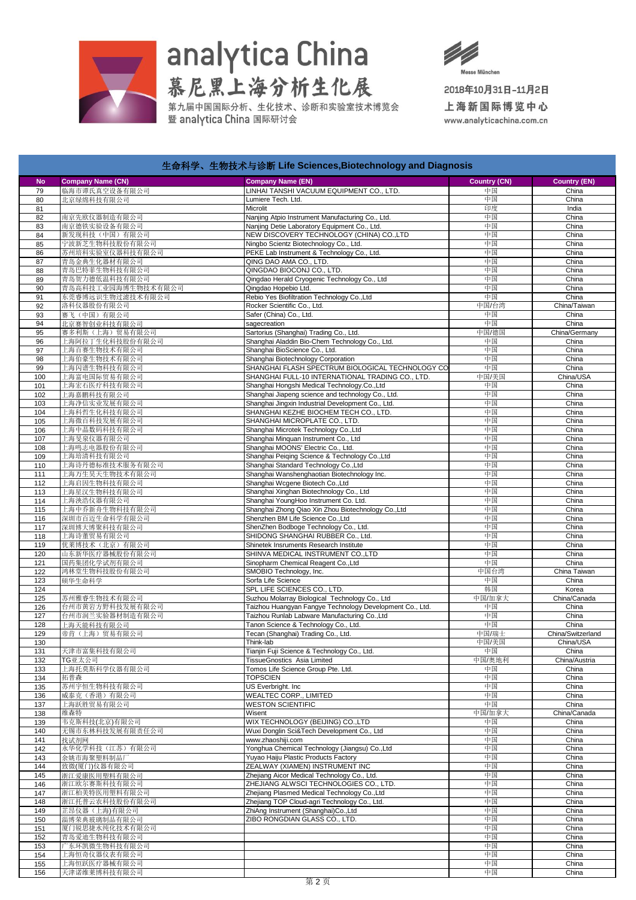# analytica China

## 慕尼黑上海分析生化展

第九届中国国际分析、生化技术、诊断和实验室技术博览会
暨 analytica China 国际研讨会

Messe München

2018年10月31日-11月2日
上海新国际博览中心
www.analyticachina.com.cn

## 生命科学、生物技术与诊断 Life Sciences,Biotechnology and Diagnosis

| No | Company Name (CN) | Company Name (EN) | Country (CN) | Country (EN) |
|---|---|---|---|---|
| 79 | 临海市谭氏真空设备有限公司 | LINHAI TANSHI VACUUM EQUIPMENT CO., LTD. | 中国 | China |
| 80 | 北京绿绵科技有限公司 | Lumiere Tech. Ltd. | 中国 | China |
| 81 | | Microlit | 印度 | India |
| 82 | 南京先欧仪器制造有限公司 | Nanjing Atpio Instrument Manufacturing Co., Ltd. | 中国 | China |
| 83 | 南京德铁实验设备有限公司 | Nanjing Detie Laboratory Equipment Co., Ltd. | 中国 | China |
| 84 | 新发现科技（中国）有限公司 | NEW DISCOVERY TECHNOLOGY (CHINA) CO.,LTD | 中国 | China |
| 85 | 宁波新芝生物科技股份有限公司 | Ningbo Scientz Biotechnology Co., Ltd. | 中国 | China |
| 86 | 苏州培科实验室仪器科技有限公司 | PEKE Lab Instrument & Technology Co., Ltd. | 中国 | China |
| 87 | 青岛金典生化器材有限公司 | QING DAO AMA CO., LTD. | 中国 | China |
| 88 | 青岛巴特菲生物科技有限公司 | QINGDAO BIOCONJ CO., LTD. | 中国 | China |
| 89 | 青岛贺力德低温科技有限公司 | Qingdao Herald Cryogenic Technology Co., Ltd | 中国 | China |
| 90 | 青岛高科技工业园海博生物技术有限公司 | Qingdao Hopebio Ltd. | 中国 | China |
| 91 | 东莞睿博远识生物过滤技术有限公司 | Rebio Yes Biofiltration Technology Co.,Ltd | 中国 | China |
| 92 | 洛科仪器股份有限公司 | Rocker Scientific Co., Ltd. | 中国/台湾 | China/Taiwan |
| 93 | 赛飞（中国）有限公司 | Safer (China) Co., Ltd. | 中国 | China |
| 94 | 北京赛智创业科技有限公司 | sagecreation | 中国 | China |
| 95 | 赛多利斯（上海）贸易有限公司 | Sartorius (Shanghai) Trading Co., Ltd. | 中国/德国 | China/Germany |
| 96 | 上海阿拉丁生化科技股份有限公司 | Shanghai Aladdin Bio-Chem Technology Co., Ltd. | 中国 | China |
| 97 | 上海百赛生物技术有限公司 | Shanghai BioScience Co., Ltd. | 中国 | China |
| 98 | 上海伯豪生物技术有限公司 | Shanghai Biotechnology Corporation | 中国 | China |
| 99 | 上海闪谱生物科技有限公司 | SHANGHAI FLASH SPECTRUM BIOLOGICAL TECHNOLOGY CO | 中国 | China |
| 100 | 上海富电国际贸易有限公司 | SHANGHAI FULL-10 INTERNATIONAL TRADING CO., LTD. | 中国/美国 | China/USA |
| 101 | 上海宏石医疗科技有限公司 | Shanghai Hongshi Medical Technology.Co.,Ltd | 中国 | China |
| 102 | 上海嘉鹏科技有限公司 | Shanghai Jiapeng science and technology Co., Ltd. | 中国 | China |
| 103 | 上海净信实业发展有限公司 | Shanghai Jingxin Industrial Development Co., Ltd. | 中国 | China |
| 104 | 上海科哲生化科技有限公司 | SHANGHAI KEZHE BIOCHEM TECH CO., LTD. | 中国 | China |
| 105 | 上海微百科技发展有限公司 | SHANGHAI MICROPLATE CO., LTD. | 中国 | China |
| 106 | 上海中晶数码科技有限公司 | Shanghai Microtek Technology Co.,Ltd | 中国 | China |
| 107 | 上海旻泉仪器有限公司 | Shanghai Minquan Instrument Co., Ltd | 中国 | China |
| 108 | 上海鸣志电器股份有限公司 | Shanghai MOONS' Electric Co., Ltd. | 中国 | China |
| 109 | 上海培清科技有限公司 | Shanghai Peiqing Science & Technology Co.,Ltd | 中国 | China |
| 110 | 上海诗丹德标准技术服务有限公司 | Shanghai Standard Technology Co.,Ltd | 中国 | China |
| 111 | 上海万生昊天生物技术有限公司 | Shanghai Wanshenghaotian Biotechnology Inc. | 中国 | China |
| 112 | 上海启因生物科技有限公司 | Shanghai Wcgene Biotech Co.,Ltd | 中国 | China |
| 113 | 上海星汉生物科技有限公司 | Shanghai Xinghan Biotechnology Co., Ltd | 中国 | China |
| 114 | 上海泱浩仪器有限公司 | Shanghai YoungHoo Instrument Co. Ltd. | 中国 | China |
| 115 | 上海中乔新舟生物科技有限公司 | Shanghai Zhong Qiao Xin Zhou Biotechnology Co.,Ltd | 中国 | China |
| 116 | 深圳市百迈生命科学有限公司 | Shenzhen BM Life Science Co.,Ltd | 中国 | China |
| 117 | 深圳博大博聚科技有限公司 | ShenZhen Bodboge Technology Co., Ltd. | 中国 | China |
| 118 | 上海诗董贸易有限公司 | SHIDONG SHANGHAI RUBBER Co., Ltd. | 中国 | China |
| 119 | 优莱博技术（北京）有限公司 | Shinetek Insruments Research Institute | 中国 | China |
| 120 | 山东新华医疗器械股份有限公司 | SHINVA MEDICAL INSTRUMENT CO.,LTD | 中国 | China |
| 121 | 国药集团化学试剂有限公司 | Sinopharm Chemical Reagent Co.,Ltd | 中国 | China |
| 122 | 鸿林堂生物科技股份有限公司 | SMOBIO Technology, Inc. | 中国台湾 | China Taiwan |
| 123 | 硕华生命科学 | Sorfa Life Science | 中国 | China |
| 124 | | SPL LIFE SCIENCES CO., LTD. | 韩国 | Korea |
| 125 | 苏州雅睿生物技术有限公司 | Suzhou Molarray Biological Technology Co., Ltd | 中国/加拿大 | China/Canada |
| 126 | 台州市黄岩方野科技发展有限公司 | Taizhou Huangyan Fangye Technology Development Co., Ltd. | 中国 | China |
| 127 | 台州市润兰实验器材制造有限公司 | Taizhou Runlab Labware Manufacturing Co.,Ltd | 中国 | China |
| 128 | 上海天能科技有限公司 | Tanon Science & Technology Co., Ltd. | 中国 | China |
| 129 | 帝肯（上海）贸易有限公司 | Tecan (Shanghai) Trading Co., Ltd. | 中国/瑞士 | China/Switzerland |
| 130 | | Think-lab | 中国/美国 | China/USA |
| 131 | 天津市富集科技有限公司 | Tianjin Fuji Science & Technology Co., Ltd. | 中国 | China |
| 132 | TG亚太公司 | TissueGnostics Asia Limited | 中国/奥地利 | China/Austria |
| 133 | 上海托莫斯科学仪器有限公司 | Tomos Life Science Group Pte. Ltd. | 中国 | China |
| 134 | 拓普森 | TOPSCIEN | 中国 | China |
| 135 | 苏州宇恒生物科技有限公司 | US Everbright. Inc | 中国 | China |
| 136 | 威泰克（香港）有限公司 | WEALTEC CORP., LIMITED | 中国 | China |
| 137 | 上海跃胜贸易有限公司 | WESTON SCIENTIFIC | 中国 | China |
| 138 | 维森特 | Wisent | 中国/加拿大 | China/Canada |
| 139 | 韦克斯科技(北京)有限公司 | WIX TECHNOLOGY (BEIJING) CO.,LTD | 中国 | China |
| 140 | 无锡市东林科技发展有限责任公司 | Wuxi Donglin Sci&Tech Development Co., Ltd | 中国 | China |
| 141 | 找试剂网 | www.zhaoshiji.com | 中国 | China |
| 142 | 永华化学科技（江苏）有限公司 | Yonghua Chemical Technology (Jiangsu) Co.,Ltd | 中国 | China |
| 143 | 余姚市海聚塑料制品厂 | Yuyao Haiju Plastic Products Factory | 中国 | China |
| 144 | 致微(厦门)仪器有限公司 | ZEALWAY (XIAMEN) INSTRUMENT INC | 中国 | China |
| 145 | 浙江爱康医用塑料有限公司 | Zhejiang Aicor Medical Technology Co., Ltd. | 中国 | China |
| 146 | 浙江欧尔赛斯科技有限公司 | ZHEJIANG ALWSCI TECHNOLOGIES CO., LTD. | 中国 | China |
| 147 | 浙江柏美特医用塑料有限公司 | Zhejiang Plasmed Medical Technology Co.,Ltd | 中国 | China |
| 148 | 浙江托普云农科技股份有限公司 | Zhejiang TOP Cloud-agri Technology Co., Ltd. | 中国 | China |
| 149 | 芷昂仪器（上海)有限公司 | ZhiAng Instrument (Shanghai)Co.,Ltd | 中国 | China |
| 150 | 淄博荣典玻璃制品有限公司 | ZIBO RONGDIAN GLASS CO., LTD. | 中国 | China |
| 151 | 厦门锐思捷水纯化技术有限公司 | | 中国 | China |
| 152 | 青岛爱迪生物科技有限公司 | | 中国 | China |
| 153 | 广东环凯微生物科技有限公司 | | 中国 | China |
| 154 | 上海恒奇仪器仪表有限公司 | | 中国 | China |
| 155 | 上海恒跃医疗器械有限公司 | | 中国 | China |
| 156 | 天津诺维莱博科技有限公司 | | 中国 | China |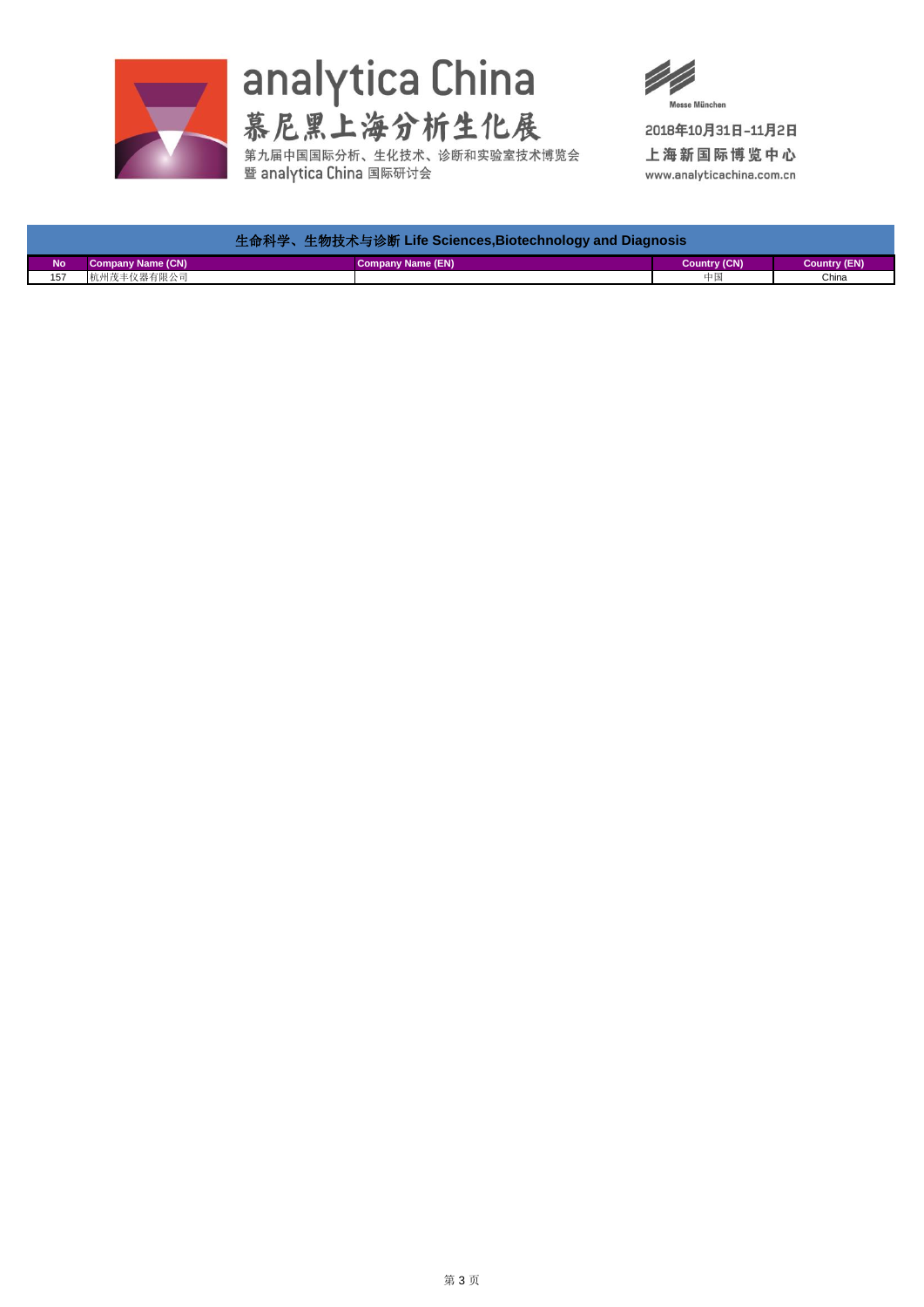analytica China
慕尼黑上海分析生化展
第九届中国国际分析、生化技术、诊断和实验室技术博览会
暨 analytica China 国际研讨会

Messe München

2018年10月31日-11月2日
上海新国际博览中心
www.analyticachina.com.cn

## 生命科学、生物技术与诊断 Life Sciences,Biotechnology and Diagnosis

| No | Company Name (CN) | Company Name (EN) | Country (CN) | Country (EN) |
|---|---|---|---|---|
| 157 | 杭州茂丰仪器有限公司 | | 中国 | China |